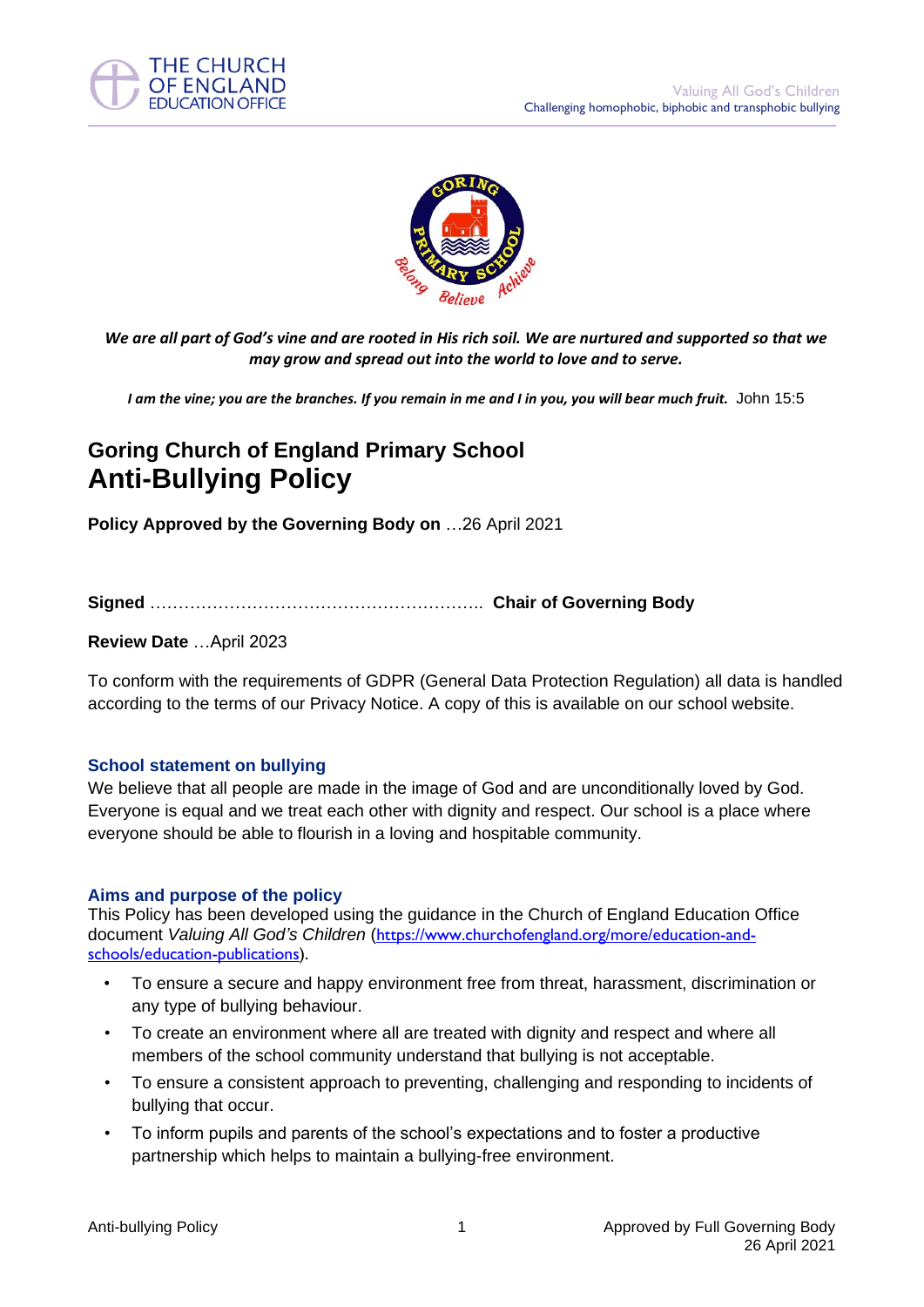*We are all part of God's vine and are rooted in His rich soil. We are nurtured and supported so that we may grow and spread out into the world to love and to serve.*

***I am the vine; you are the branches. If you remain in me and I in you, you will bear much fruit.*** John 15:5

## Goring Church of England Primary School
# Anti-Bullying Policy

**Policy Approved by the Governing Body on** …26 April 2021

**Signed** ………………………………………………….. **Chair of Governing Body**

**Review Date** …April 2023

To conform with the requirements of GDPR (General Data Protection Regulation) all data is handled according to the terms of our Privacy Notice. A copy of this is available on our school website.

### School statement on bullying

We believe that all people are made in the image of God and are unconditionally loved by God. Everyone is equal and we treat each other with dignity and respect. Our school is a place where everyone should be able to flourish in a loving and hospitable community.

### Aims and purpose of the policy

This Policy has been developed using the guidance in the Church of England Education Office document *Valuing All God's Children* (https://www.churchofengland.org/more/education-and-schools/education-publications).

- To ensure a secure and happy environment free from threat, harassment, discrimination or any type of bullying behaviour.
- To create an environment where all are treated with dignity and respect and where all members of the school community understand that bullying is not acceptable.
- To ensure a consistent approach to preventing, challenging and responding to incidents of bullying that occur.
- To inform pupils and parents of the school's expectations and to foster a productive partnership which helps to maintain a bullying-free environment.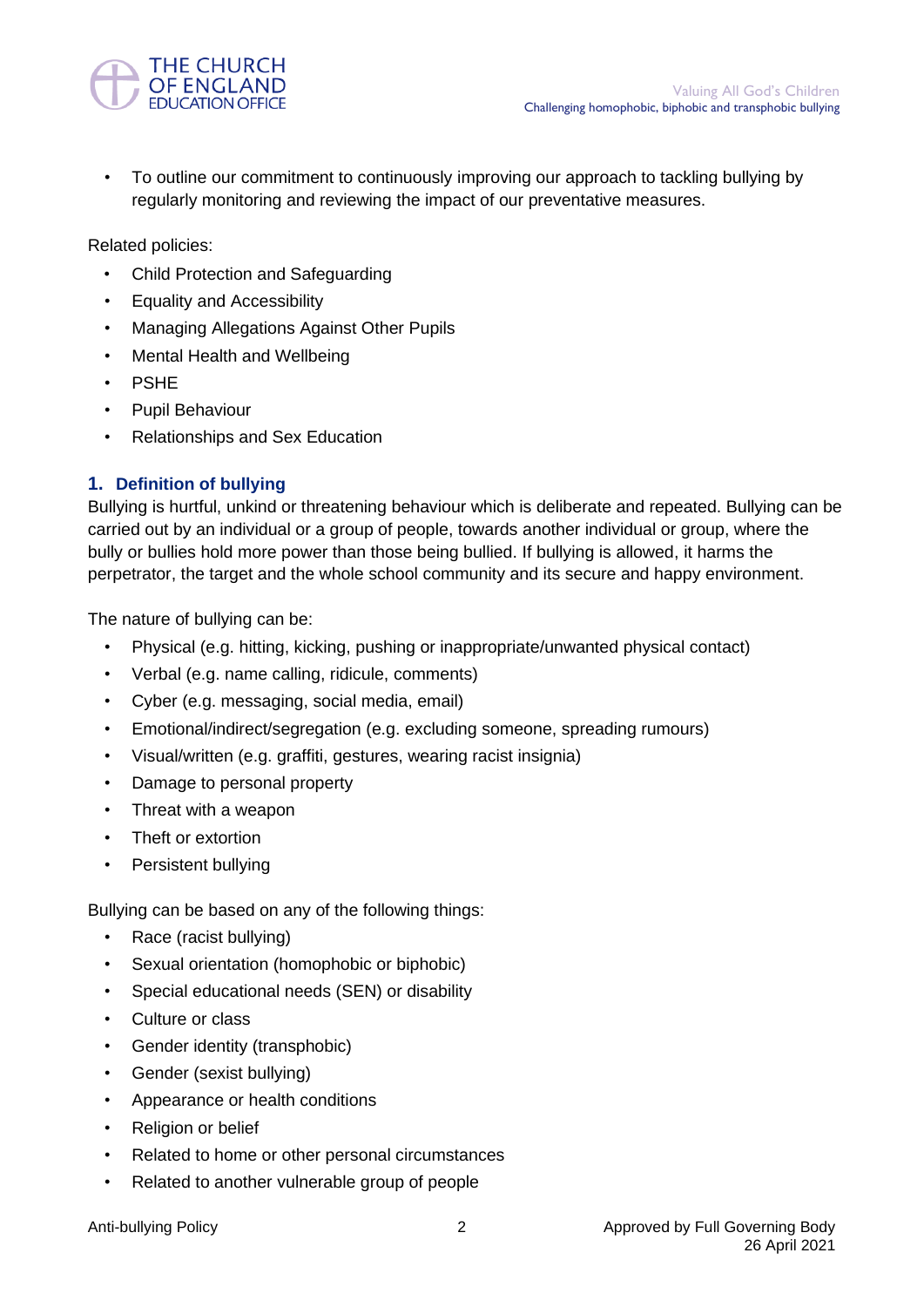- To outline our commitment to continuously improving our approach to tackling bullying by regularly monitoring and reviewing the impact of our preventative measures.

Related policies:

- Child Protection and Safeguarding
- Equality and Accessibility
- Managing Allegations Against Other Pupils
- Mental Health and Wellbeing
- PSHE
- Pupil Behaviour
- Relationships and Sex Education

## 1. Definition of bullying

Bullying is hurtful, unkind or threatening behaviour which is deliberate and repeated. Bullying can be carried out by an individual or a group of people, towards another individual or group, where the bully or bullies hold more power than those being bullied. If bullying is allowed, it harms the perpetrator, the target and the whole school community and its secure and happy environment.

The nature of bullying can be:

- Physical (e.g. hitting, kicking, pushing or inappropriate/unwanted physical contact)
- Verbal (e.g. name calling, ridicule, comments)
- Cyber (e.g. messaging, social media, email)
- Emotional/indirect/segregation (e.g. excluding someone, spreading rumours)
- Visual/written (e.g. graffiti, gestures, wearing racist insignia)
- Damage to personal property
- Threat with a weapon
- Theft or extortion
- Persistent bullying

Bullying can be based on any of the following things:

- Race (racist bullying)
- Sexual orientation (homophobic or biphobic)
- Special educational needs (SEN) or disability
- Culture or class
- Gender identity (transphobic)
- Gender (sexist bullying)
- Appearance or health conditions
- Religion or belief
- Related to home or other personal circumstances
- Related to another vulnerable group of people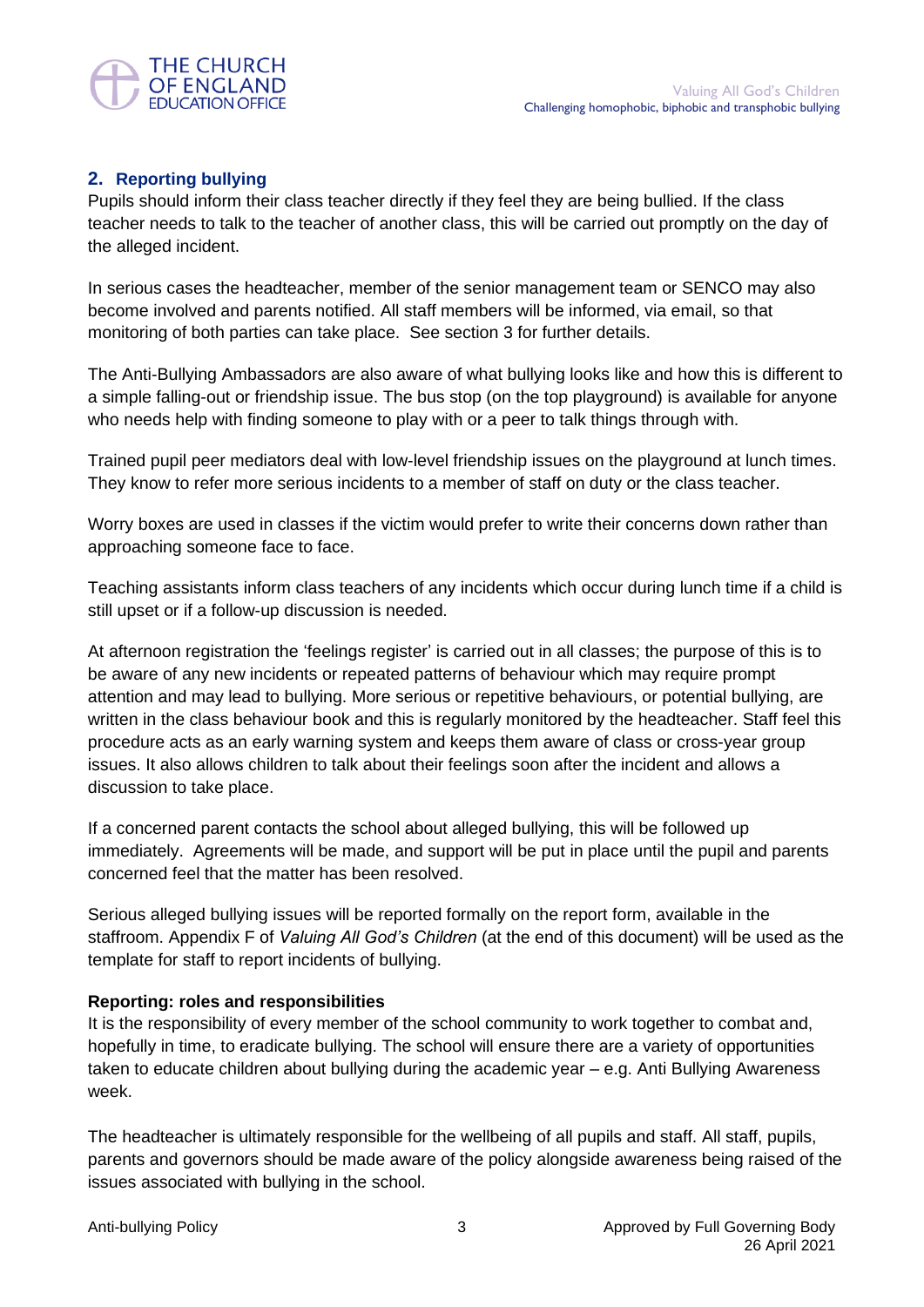## 2. Reporting bullying

Pupils should inform their class teacher directly if they feel they are being bullied. If the class teacher needs to talk to the teacher of another class, this will be carried out promptly on the day of the alleged incident.

In serious cases the headteacher, member of the senior management team or SENCO may also become involved and parents notified. All staff members will be informed, via email, so that monitoring of both parties can take place. See section 3 for further details.

The Anti-Bullying Ambassadors are also aware of what bullying looks like and how this is different to a simple falling-out or friendship issue. The bus stop (on the top playground) is available for anyone who needs help with finding someone to play with or a peer to talk things through with.

Trained pupil peer mediators deal with low-level friendship issues on the playground at lunch times. They know to refer more serious incidents to a member of staff on duty or the class teacher.

Worry boxes are used in classes if the victim would prefer to write their concerns down rather than approaching someone face to face.

Teaching assistants inform class teachers of any incidents which occur during lunch time if a child is still upset or if a follow-up discussion is needed.

At afternoon registration the 'feelings register' is carried out in all classes; the purpose of this is to be aware of any new incidents or repeated patterns of behaviour which may require prompt attention and may lead to bullying. More serious or repetitive behaviours, or potential bullying, are written in the class behaviour book and this is regularly monitored by the headteacher. Staff feel this procedure acts as an early warning system and keeps them aware of class or cross-year group issues. It also allows children to talk about their feelings soon after the incident and allows a discussion to take place.

If a concerned parent contacts the school about alleged bullying, this will be followed up immediately. Agreements will be made, and support will be put in place until the pupil and parents concerned feel that the matter has been resolved.

Serious alleged bullying issues will be reported formally on the report form, available in the staffroom. Appendix F of *Valuing All God's Children* (at the end of this document) will be used as the template for staff to report incidents of bullying.

**Reporting: roles and responsibilities**

It is the responsibility of every member of the school community to work together to combat and, hopefully in time, to eradicate bullying. The school will ensure there are a variety of opportunities taken to educate children about bullying during the academic year – e.g. Anti Bullying Awareness week.

The headteacher is ultimately responsible for the wellbeing of all pupils and staff. All staff, pupils, parents and governors should be made aware of the policy alongside awareness being raised of the issues associated with bullying in the school.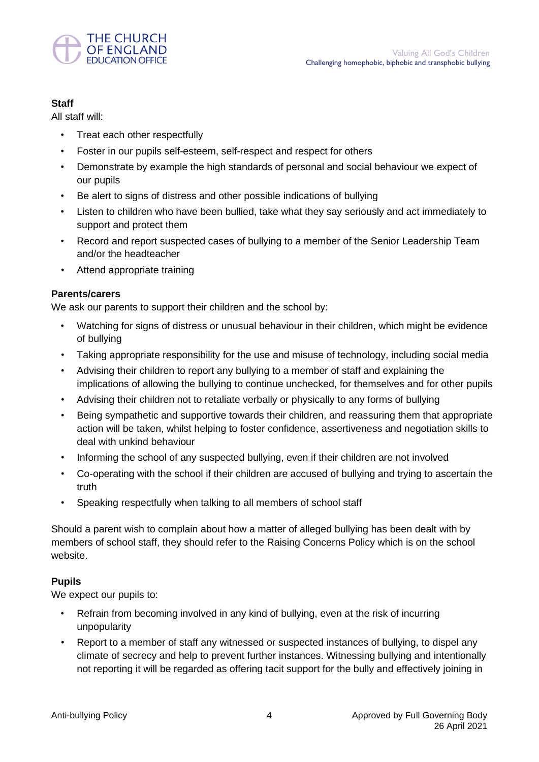**Staff**

All staff will:

- Treat each other respectfully
- Foster in our pupils self-esteem, self-respect and respect for others
- Demonstrate by example the high standards of personal and social behaviour we expect of our pupils
- Be alert to signs of distress and other possible indications of bullying
- Listen to children who have been bullied, take what they say seriously and act immediately to support and protect them
- Record and report suspected cases of bullying to a member of the Senior Leadership Team and/or the headteacher
- Attend appropriate training

**Parents/carers**

We ask our parents to support their children and the school by:

- Watching for signs of distress or unusual behaviour in their children, which might be evidence of bullying
- Taking appropriate responsibility for the use and misuse of technology, including social media
- Advising their children to report any bullying to a member of staff and explaining the implications of allowing the bullying to continue unchecked, for themselves and for other pupils
- Advising their children not to retaliate verbally or physically to any forms of bullying
- Being sympathetic and supportive towards their children, and reassuring them that appropriate action will be taken, whilst helping to foster confidence, assertiveness and negotiation skills to deal with unkind behaviour
- Informing the school of any suspected bullying, even if their children are not involved
- Co-operating with the school if their children are accused of bullying and trying to ascertain the truth
- Speaking respectfully when talking to all members of school staff

Should a parent wish to complain about how a matter of alleged bullying has been dealt with by members of school staff, they should refer to the Raising Concerns Policy which is on the school website.

**Pupils**

We expect our pupils to:

- Refrain from becoming involved in any kind of bullying, even at the risk of incurring unpopularity
- Report to a member of staff any witnessed or suspected instances of bullying, to dispel any climate of secrecy and help to prevent further instances. Witnessing bullying and intentionally not reporting it will be regarded as offering tacit support for the bully and effectively joining in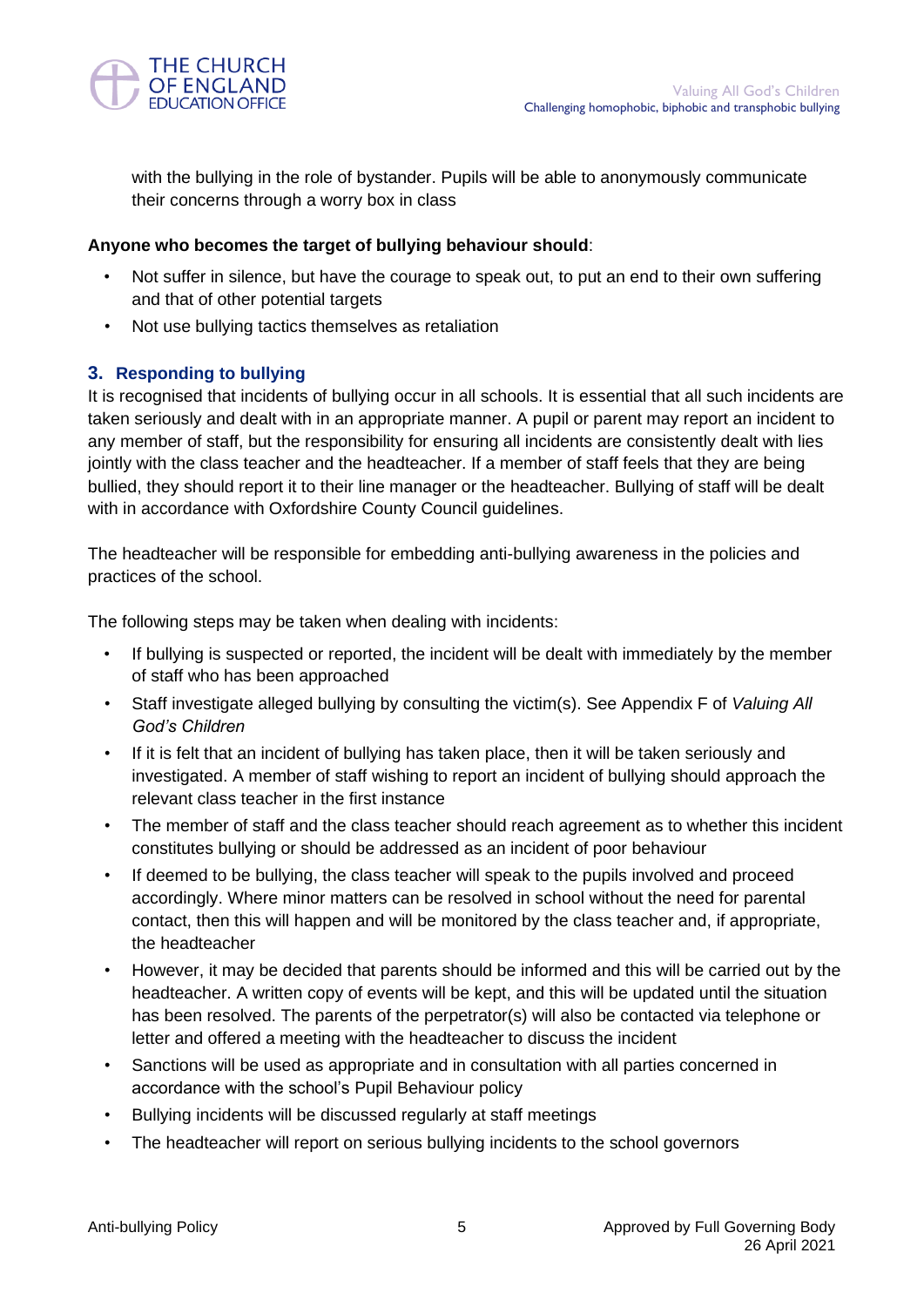with the bullying in the role of bystander. Pupils will be able to anonymously communicate their concerns through a worry box in class

**Anyone who becomes the target of bullying behaviour should**:

- Not suffer in silence, but have the courage to speak out, to put an end to their own suffering and that of other potential targets
- Not use bullying tactics themselves as retaliation

## 3. Responding to bullying

It is recognised that incidents of bullying occur in all schools. It is essential that all such incidents are taken seriously and dealt with in an appropriate manner. A pupil or parent may report an incident to any member of staff, but the responsibility for ensuring all incidents are consistently dealt with lies jointly with the class teacher and the headteacher. If a member of staff feels that they are being bullied, they should report it to their line manager or the headteacher. Bullying of staff will be dealt with in accordance with Oxfordshire County Council guidelines.

The headteacher will be responsible for embedding anti-bullying awareness in the policies and practices of the school.

The following steps may be taken when dealing with incidents:

- If bullying is suspected or reported, the incident will be dealt with immediately by the member of staff who has been approached
- Staff investigate alleged bullying by consulting the victim(s). See Appendix F of *Valuing All God's Children*
- If it is felt that an incident of bullying has taken place, then it will be taken seriously and investigated. A member of staff wishing to report an incident of bullying should approach the relevant class teacher in the first instance
- The member of staff and the class teacher should reach agreement as to whether this incident constitutes bullying or should be addressed as an incident of poor behaviour
- If deemed to be bullying, the class teacher will speak to the pupils involved and proceed accordingly. Where minor matters can be resolved in school without the need for parental contact, then this will happen and will be monitored by the class teacher and, if appropriate, the headteacher
- However, it may be decided that parents should be informed and this will be carried out by the headteacher. A written copy of events will be kept, and this will be updated until the situation has been resolved. The parents of the perpetrator(s) will also be contacted via telephone or letter and offered a meeting with the headteacher to discuss the incident
- Sanctions will be used as appropriate and in consultation with all parties concerned in accordance with the school's Pupil Behaviour policy
- Bullying incidents will be discussed regularly at staff meetings
- The headteacher will report on serious bullying incidents to the school governors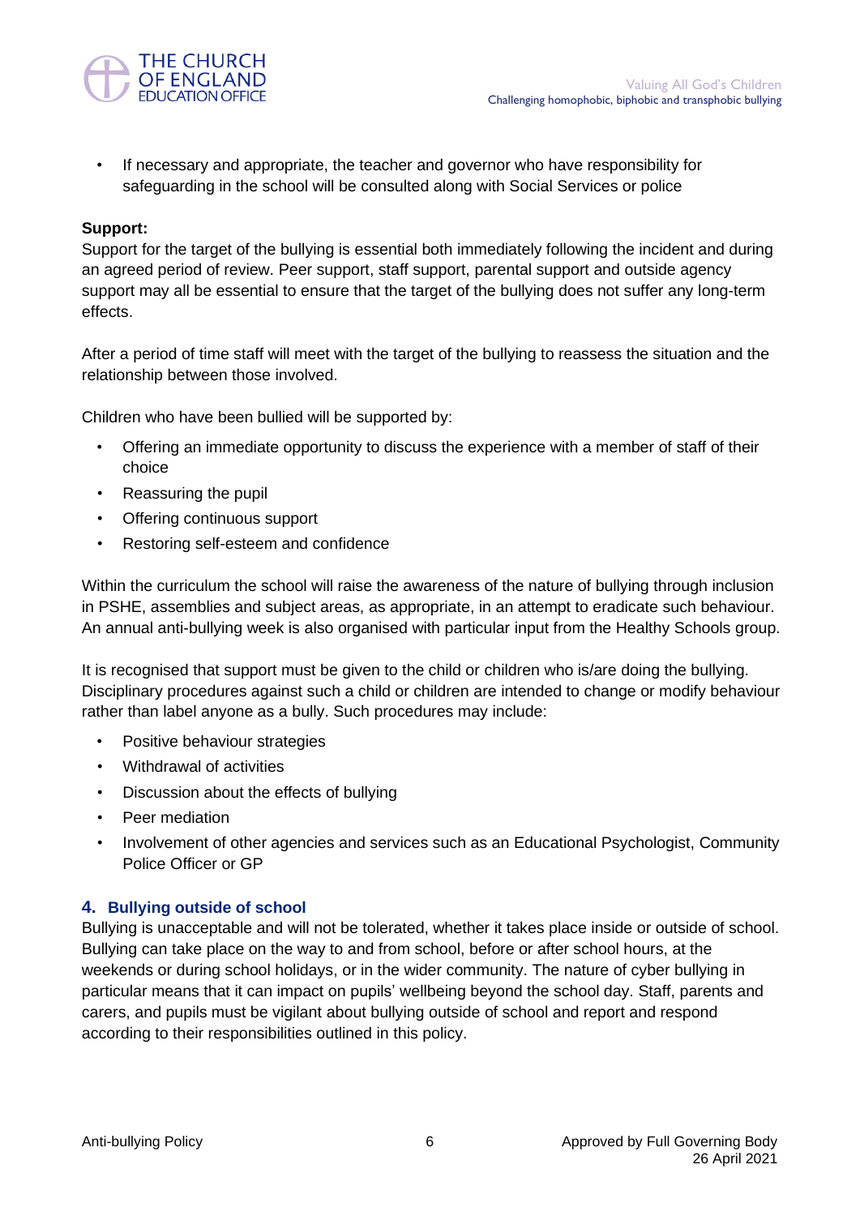- If necessary and appropriate, the teacher and governor who have responsibility for safeguarding in the school will be consulted along with Social Services or police

**Support:**
Support for the target of the bullying is essential both immediately following the incident and during an agreed period of review. Peer support, staff support, parental support and outside agency support may all be essential to ensure that the target of the bullying does not suffer any long-term effects.

After a period of time staff will meet with the target of the bullying to reassess the situation and the relationship between those involved.

Children who have been bullied will be supported by:

- Offering an immediate opportunity to discuss the experience with a member of staff of their choice
- Reassuring the pupil
- Offering continuous support
- Restoring self-esteem and confidence

Within the curriculum the school will raise the awareness of the nature of bullying through inclusion in PSHE, assemblies and subject areas, as appropriate, in an attempt to eradicate such behaviour. An annual anti-bullying week is also organised with particular input from the Healthy Schools group.

It is recognised that support must be given to the child or children who is/are doing the bullying. Disciplinary procedures against such a child or children are intended to change or modify behaviour rather than label anyone as a bully. Such procedures may include:

- Positive behaviour strategies
- Withdrawal of activities
- Discussion about the effects of bullying
- Peer mediation
- Involvement of other agencies and services such as an Educational Psychologist, Community Police Officer or GP

## 4. Bullying outside of school

Bullying is unacceptable and will not be tolerated, whether it takes place inside or outside of school. Bullying can take place on the way to and from school, before or after school hours, at the weekends or during school holidays, or in the wider community. The nature of cyber bullying in particular means that it can impact on pupils' wellbeing beyond the school day. Staff, parents and carers, and pupils must be vigilant about bullying outside of school and report and respond according to their responsibilities outlined in this policy.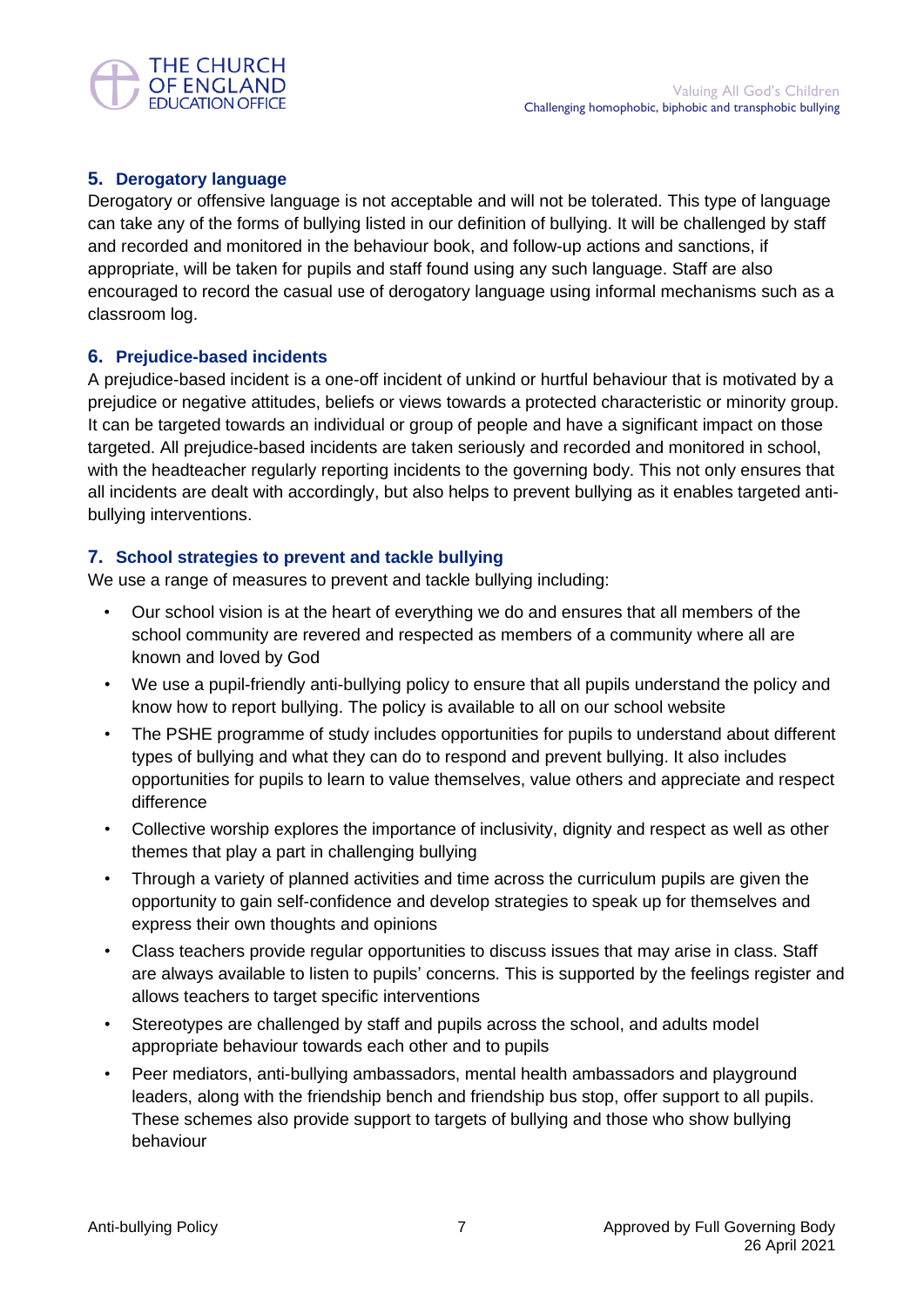## 5. Derogatory language

Derogatory or offensive language is not acceptable and will not be tolerated. This type of language can take any of the forms of bullying listed in our definition of bullying. It will be challenged by staff and recorded and monitored in the behaviour book, and follow-up actions and sanctions, if appropriate, will be taken for pupils and staff found using any such language. Staff are also encouraged to record the casual use of derogatory language using informal mechanisms such as a classroom log.

## 6. Prejudice-based incidents

A prejudice-based incident is a one-off incident of unkind or hurtful behaviour that is motivated by a prejudice or negative attitudes, beliefs or views towards a protected characteristic or minority group. It can be targeted towards an individual or group of people and have a significant impact on those targeted. All prejudice-based incidents are taken seriously and recorded and monitored in school, with the headteacher regularly reporting incidents to the governing body. This not only ensures that all incidents are dealt with accordingly, but also helps to prevent bullying as it enables targeted anti-bullying interventions.

## 7. School strategies to prevent and tackle bullying

We use a range of measures to prevent and tackle bullying including:

- Our school vision is at the heart of everything we do and ensures that all members of the school community are revered and respected as members of a community where all are known and loved by God
- We use a pupil-friendly anti-bullying policy to ensure that all pupils understand the policy and know how to report bullying. The policy is available to all on our school website
- The PSHE programme of study includes opportunities for pupils to understand about different types of bullying and what they can do to respond and prevent bullying. It also includes opportunities for pupils to learn to value themselves, value others and appreciate and respect difference
- Collective worship explores the importance of inclusivity, dignity and respect as well as other themes that play a part in challenging bullying
- Through a variety of planned activities and time across the curriculum pupils are given the opportunity to gain self-confidence and develop strategies to speak up for themselves and express their own thoughts and opinions
- Class teachers provide regular opportunities to discuss issues that may arise in class. Staff are always available to listen to pupils' concerns. This is supported by the feelings register and allows teachers to target specific interventions
- Stereotypes are challenged by staff and pupils across the school, and adults model appropriate behaviour towards each other and to pupils
- Peer mediators, anti-bullying ambassadors, mental health ambassadors and playground leaders, along with the friendship bench and friendship bus stop, offer support to all pupils. These schemes also provide support to targets of bullying and those who show bullying behaviour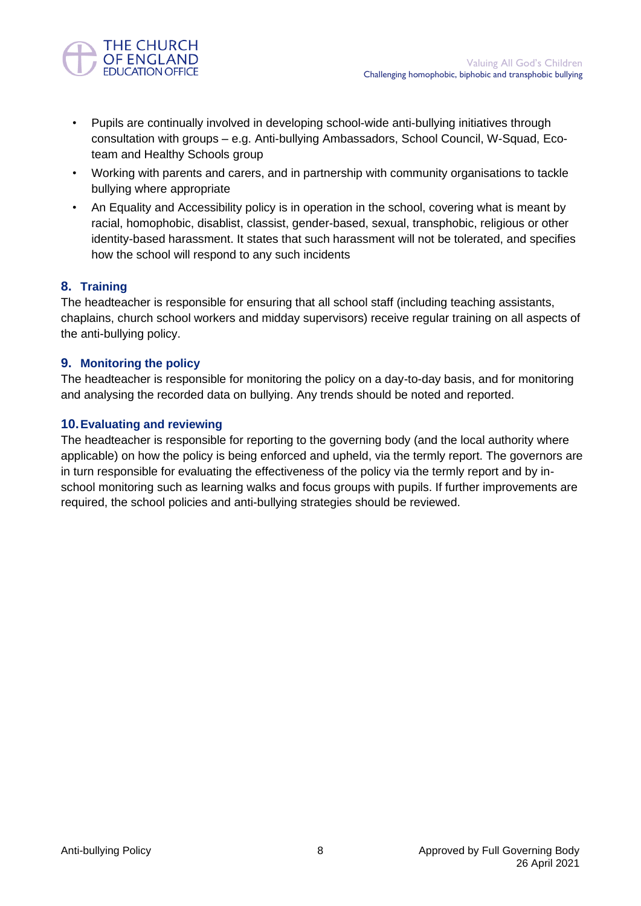- Pupils are continually involved in developing school-wide anti-bullying initiatives through consultation with groups – e.g. Anti-bullying Ambassadors, School Council, W-Squad, Eco-team and Healthy Schools group
- Working with parents and carers, and in partnership with community organisations to tackle bullying where appropriate
- An Equality and Accessibility policy is in operation in the school, covering what is meant by racial, homophobic, disablist, classist, gender-based, sexual, transphobic, religious or other identity-based harassment. It states that such harassment will not be tolerated, and specifies how the school will respond to any such incidents

## 8. Training

The headteacher is responsible for ensuring that all school staff (including teaching assistants, chaplains, church school workers and midday supervisors) receive regular training on all aspects of the anti-bullying policy.

## 9. Monitoring the policy

The headteacher is responsible for monitoring the policy on a day-to-day basis, and for monitoring and analysing the recorded data on bullying. Any trends should be noted and reported.

## 10. Evaluating and reviewing

The headteacher is responsible for reporting to the governing body (and the local authority where applicable) on how the policy is being enforced and upheld, via the termly report. The governors are in turn responsible for evaluating the effectiveness of the policy via the termly report and by in-school monitoring such as learning walks and focus groups with pupils. If further improvements are required, the school policies and anti-bullying strategies should be reviewed.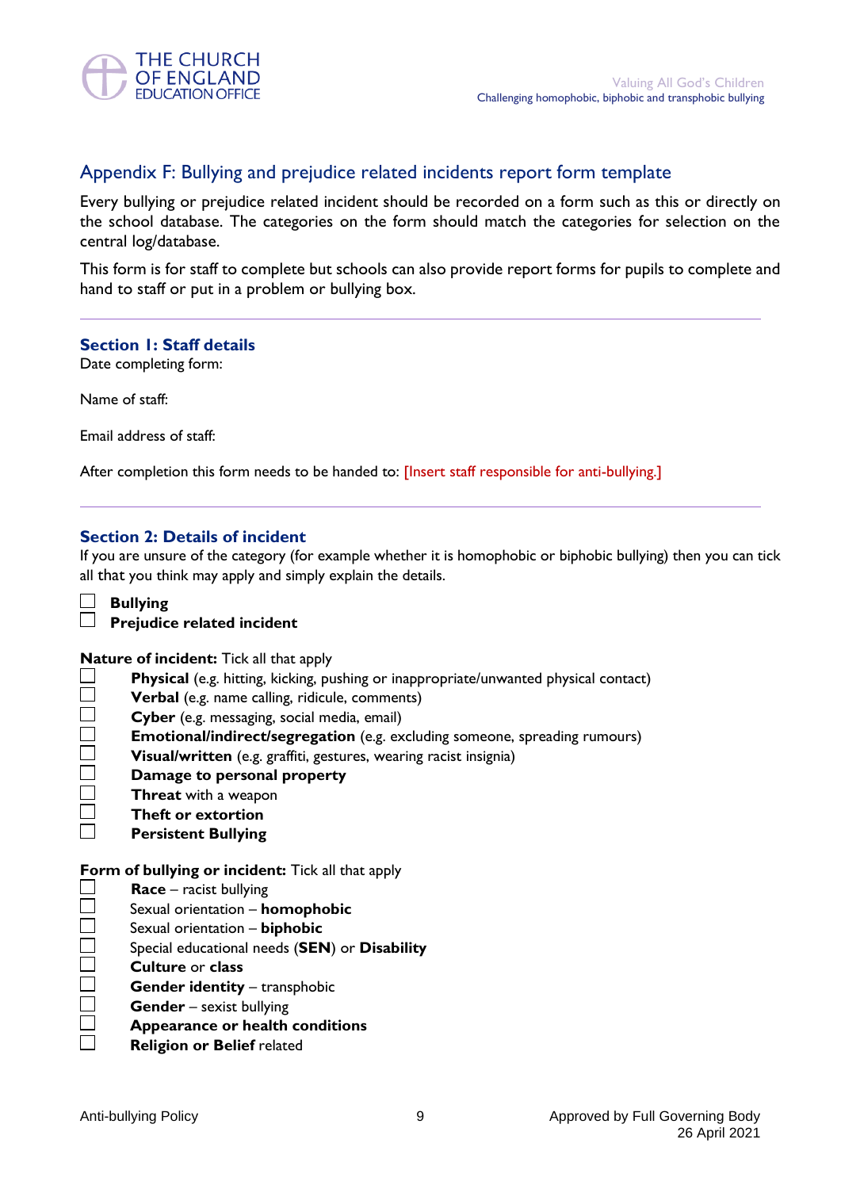## Appendix F: Bullying and prejudice related incidents report form template

Every bullying or prejudice related incident should be recorded on a form such as this or directly on the school database. The categories on the form should match the categories for selection on the central log/database.

This form is for staff to complete but schools can also provide report forms for pupils to complete and hand to staff or put in a problem or bullying box.

---

### Section 1: Staff details

Date completing form:

Name of staff:

Email address of staff:

After completion this form needs to be handed to: [Insert staff responsible for anti-bullying.]

---

### Section 2: Details of incident

If you are unsure of the category (for example whether it is homophobic or biphobic bullying) then you can tick all that you think may apply and simply explain the details.

☐ **Bullying**
☐ **Prejudice related incident**

**Nature of incident:** Tick all that apply

☐ **Physical** (e.g. hitting, kicking, pushing or inappropriate/unwanted physical contact)
☐ **Verbal** (e.g. name calling, ridicule, comments)
☐ **Cyber** (e.g. messaging, social media, email)
☐ **Emotional/indirect/segregation** (e.g. excluding someone, spreading rumours)
☐ **Visual/written** (e.g. graffiti, gestures, wearing racist insignia)
☐ **Damage to personal property**
☐ **Threat** with a weapon
☐ **Theft or extortion**
☐ **Persistent Bullying**

**Form of bullying or incident:** Tick all that apply

☐ **Race** – racist bullying
☐ Sexual orientation – **homophobic**
☐ Sexual orientation – **biphobic**
☐ Special educational needs (**SEN**) or **Disability**
☐ **Culture** or **class**
☐ **Gender identity** – transphobic
☐ **Gender** – sexist bullying
☐ **Appearance or health conditions**
☐ **Religion or Belief** related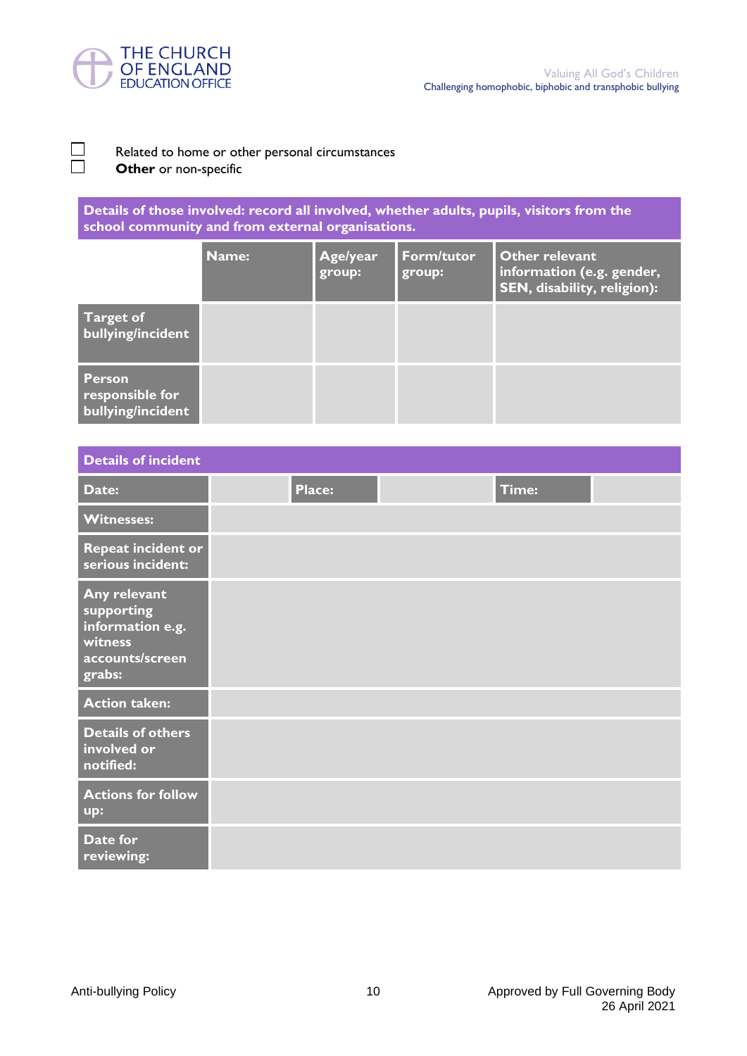- [ ] Related to home or other personal circumstances
- [ ] **Other** or non-specific

| Details of those involved: record all involved, whether adults, pupils, visitors from the school community and from external organisations. | | | | |
|---|---|---|---|---|
| | **Name:** | **Age/year group:** | **Form/tutor group:** | **Other relevant information (e.g. gender, SEN, disability, religion):** |
| **Target of bullying/incident** | | | | |
| **Person responsible for bullying/incident** | | | | |

| Details of incident | | | | | |
|---|---|---|---|---|---|
| **Date:** | | **Place:** | | **Time:** | |
| **Witnesses:** | | | | | |
| **Repeat incident or serious incident:** | | | | | |
| **Any relevant supporting information e.g. witness accounts/screen grabs:** | | | | | |
| **Action taken:** | | | | | |
| **Details of others involved or notified:** | | | | | |
| **Actions for follow up:** | | | | | |
| **Date for reviewing:** | | | | | |